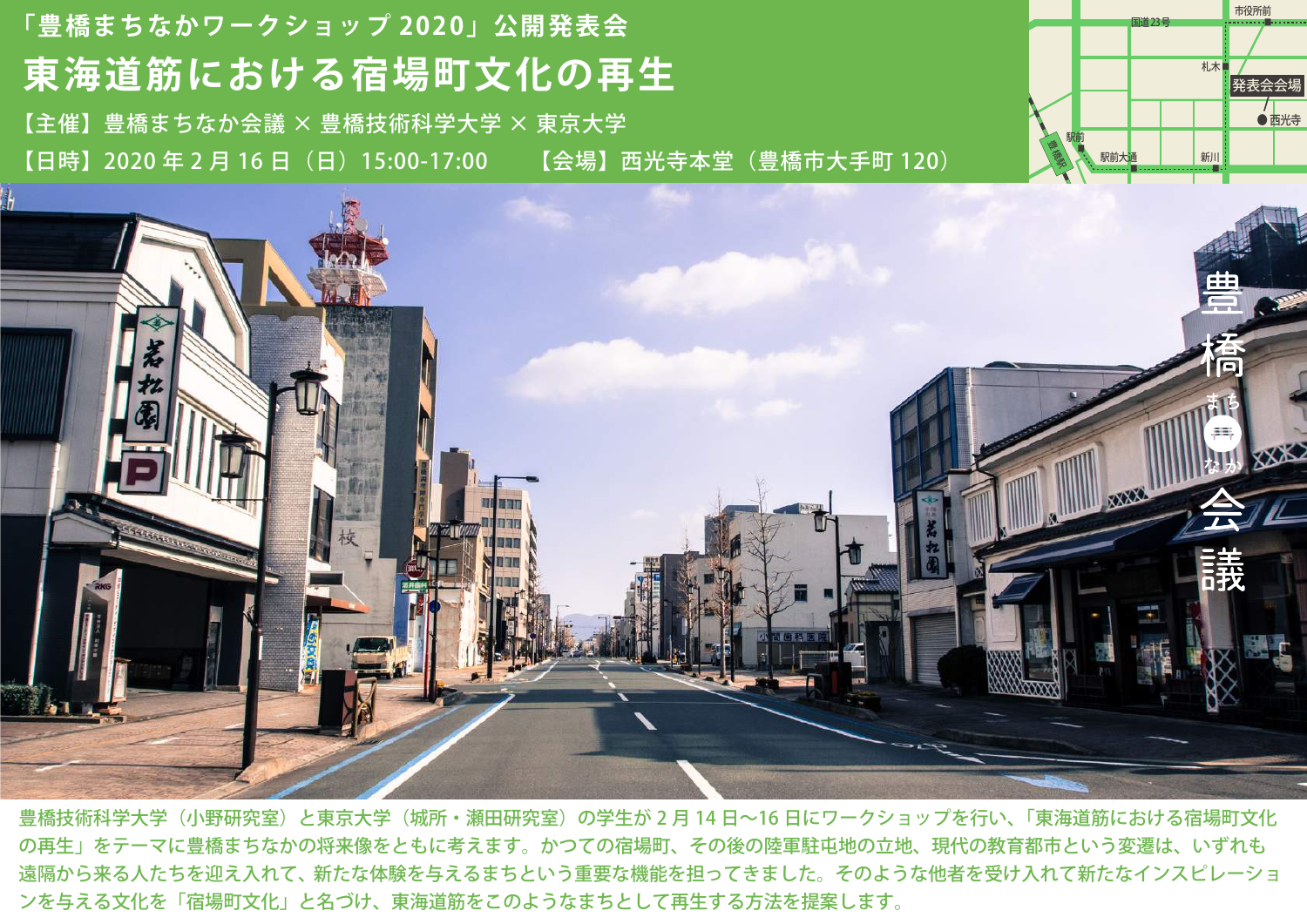「豊橋まちなかワークショップ 2020」公開発表会

# 東海道筋における宿場町文化の再生

【主催】豊橋まちなか会議 × 豊橋技術科学大学 × 東京大学

【日時】2020 年 2 月 16 日（日）15:00-17:00　【会場】西光寺本堂（豊橋市大手町 120）

豊橋まちなか会議

豊橋技術科学大学（小野研究室）と東京大学（城所・瀬田研究室）の学生が 2 月 14 日〜16 日にワークショップを行い、「東海道筋における宿場町文化の再生」をテーマに豊橋まちなかの将来像をともに考えます。かつての宿場町、その後の陸軍駐屯地の立地、現代の教育都市という変遷は、いずれも遠隔から来る人たちを迎え入れて、新たな体験を与えるまちという重要な機能を担ってきました。そのような他者を受け入れて新たなインスピレーションを与える文化を「宿場町文化」と名づけ、東海道筋をこのようなまちとして再生する方法を提案します。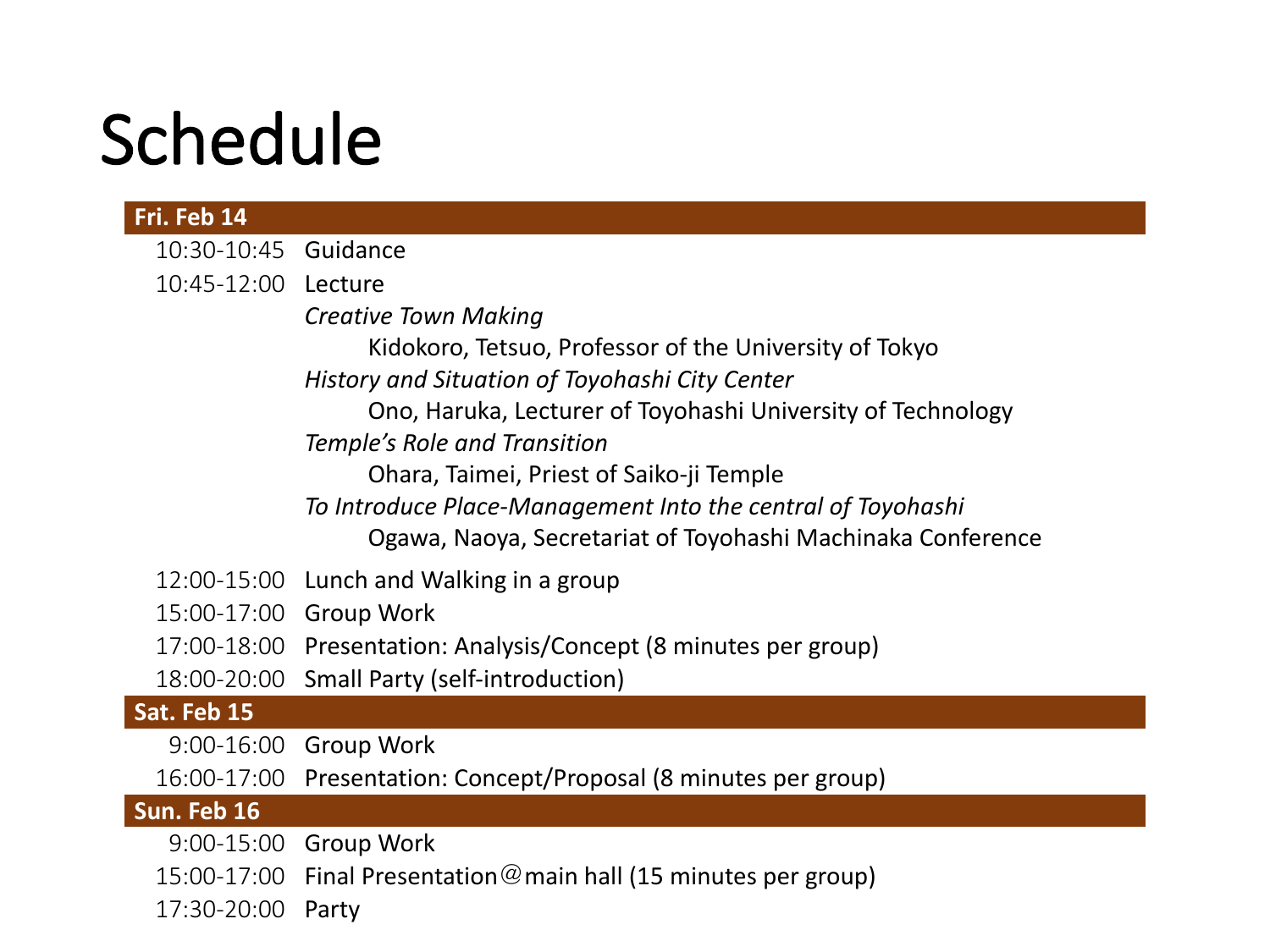# Schedule

| Fri. Feb 14 | |
|---|---|
| 10:30-10:45 | Guidance |
| 10:45-12:00 | Lecture<br>*Creative Town Making*<br>Kidokoro, Tetsuo, Professor of the University of Tokyo<br>*History and Situation of Toyohashi City Center*<br>Ono, Haruka, Lecturer of Toyohashi University of Technology<br>*Temple's Role and Transition*<br>Ohara, Taimei, Priest of Saiko-ji Temple<br>*To Introduce Place-Management Into the central of Toyohashi*<br>Ogawa, Naoya, Secretariat of Toyohashi Machinaka Conference |
| 12:00-15:00 | Lunch and Walking in a group |
| 15:00-17:00 | Group Work |
| 17:00-18:00 | Presentation: Analysis/Concept (8 minutes per group) |
| 18:00-20:00 | Small Party (self-introduction) |
| **Sat. Feb 15** | |
| 9:00-16:00 | Group Work |
| 16:00-17:00 | Presentation: Concept/Proposal (8 minutes per group) |
| **Sun. Feb 16** | |
| 9:00-15:00 | Group Work |
| 15:00-17:00 | Final Presentation＠main hall (15 minutes per group) |
| 17:30-20:00 | Party |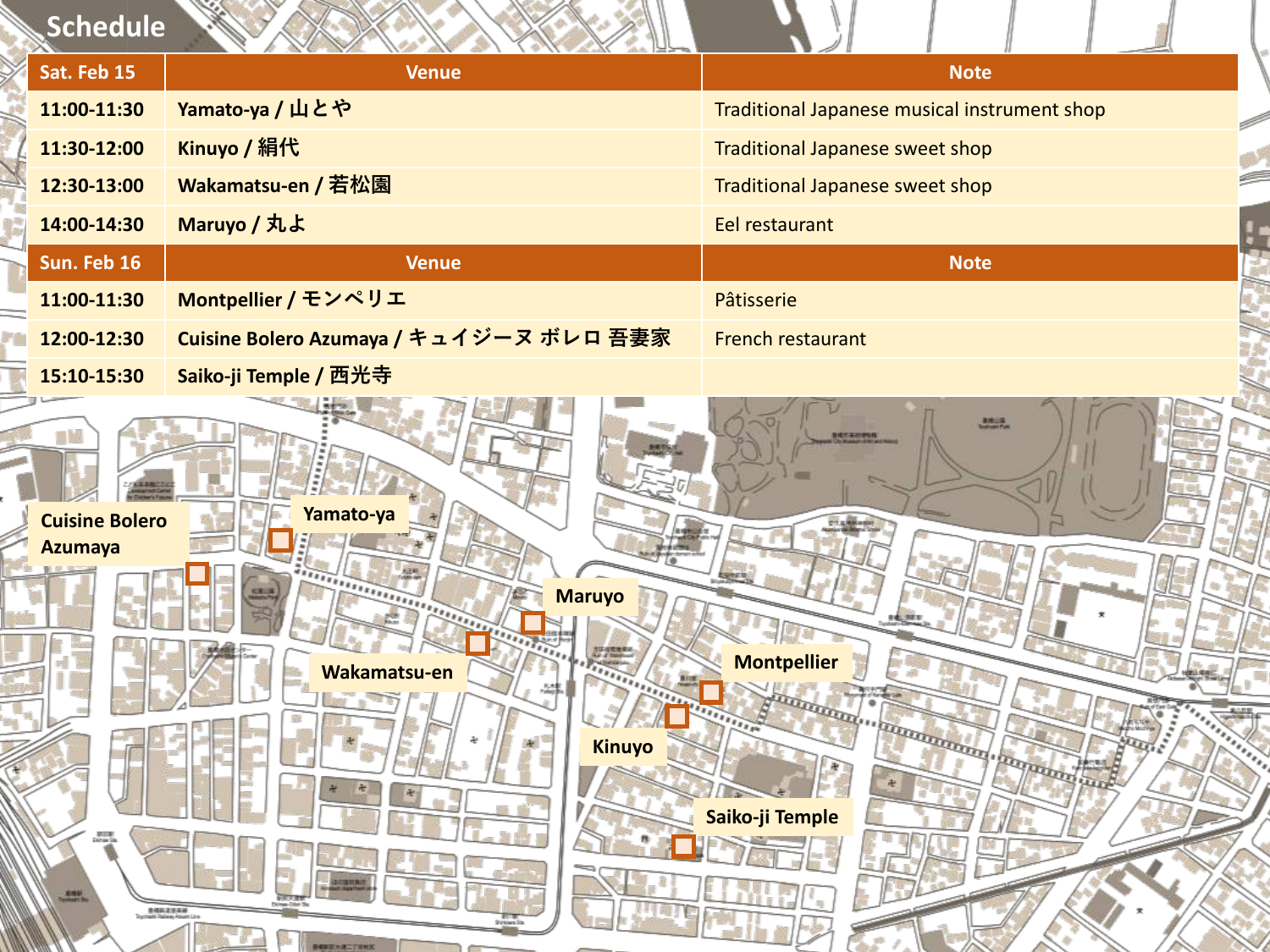# Schedule

| Sat. Feb 15 | Venue | Note |
|---|---|---|
| 11:00-11:30 | Yamato-ya / 山とや | Traditional Japanese musical instrument shop |
| 11:30-12:00 | Kinuyo / 絹代 | Traditional Japanese sweet shop |
| 12:30-13:00 | Wakamatsu-en / 若松園 | Traditional Japanese sweet shop |
| 14:00-14:30 | Maruyo / 丸よ | Eel restaurant |
| **Sun. Feb 16** | **Venue** | **Note** |
| 11:00-11:30 | Montpellier / モンペリエ | Pâtisserie |
| 12:00-12:30 | Cuisine Bolero Azumaya / キュイジーヌ ボレロ 吾妻家 | French restaurant |
| 15:10-15:30 | Saiko-ji Temple / 西光寺 | |

Cuisine Bolero Azumaya

Yamato-ya

Maruyo

Wakamatsu-en

Montpellier

Kinuyo

Saiko-ji Temple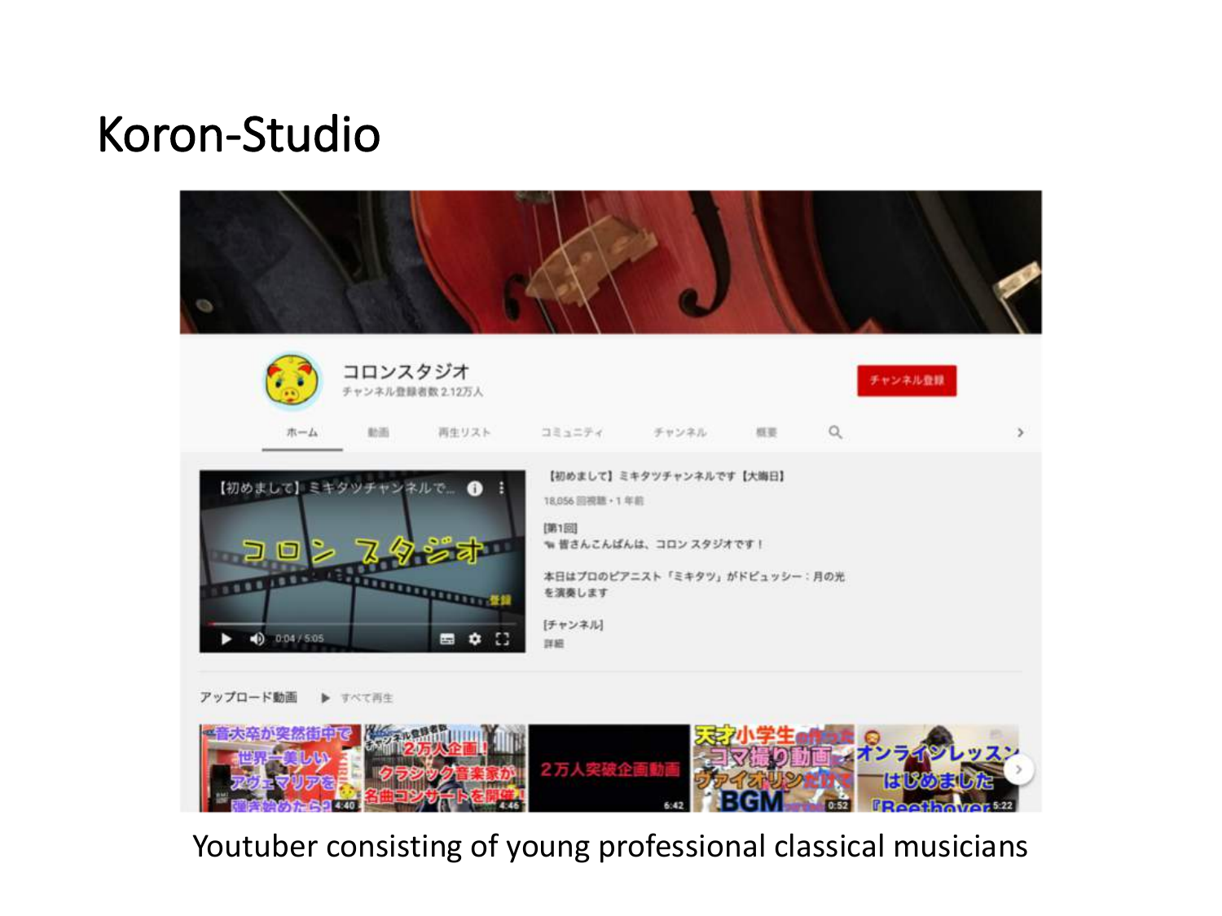# Koron-Studio

Youtuber consisting of young professional classical musicians